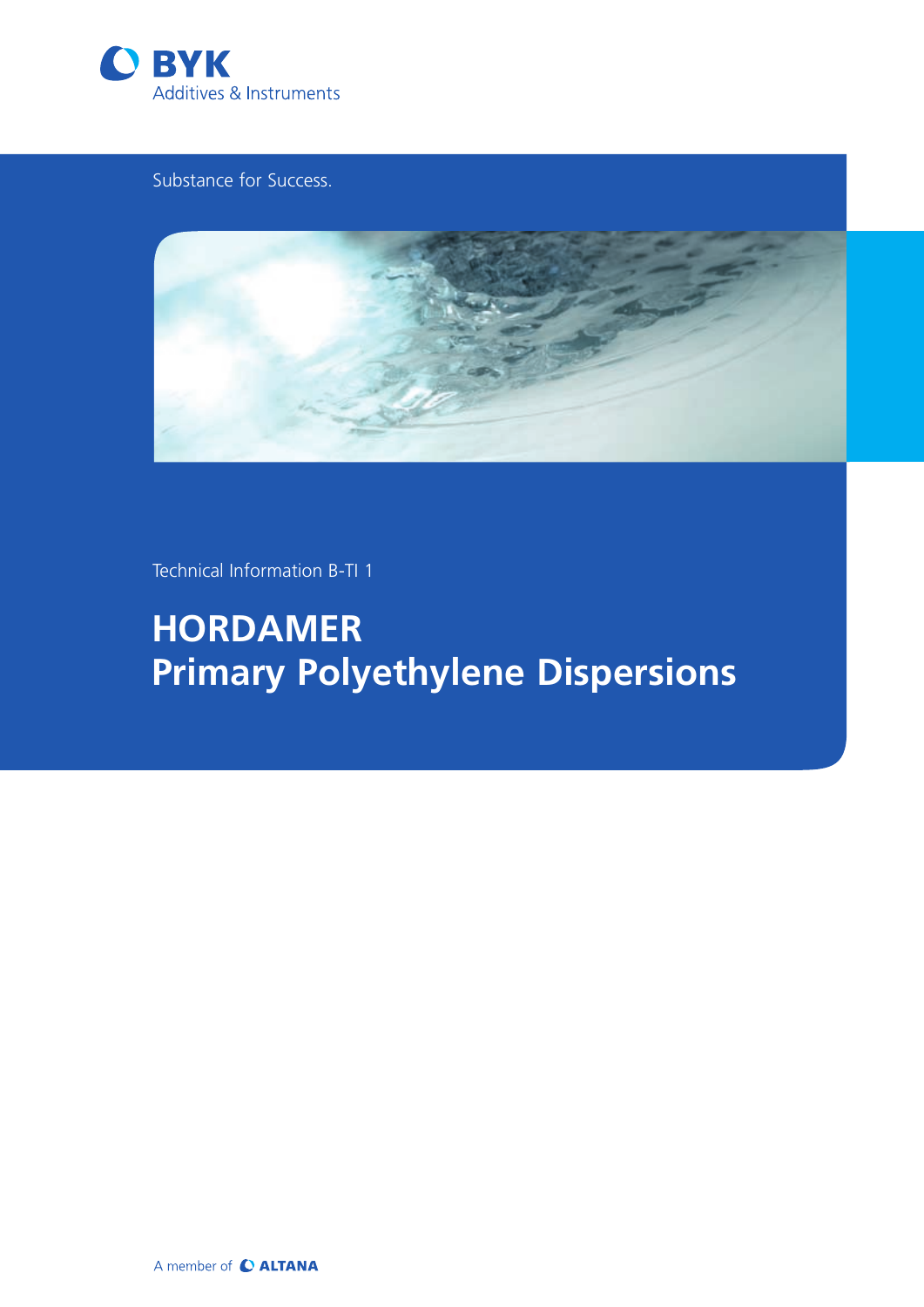BYK

Additives & Instruments

Substance for Success.

Technical Information B-TI 1

# HORDAMER
# Primary Polyethylene Dispersions

A member of ALTANA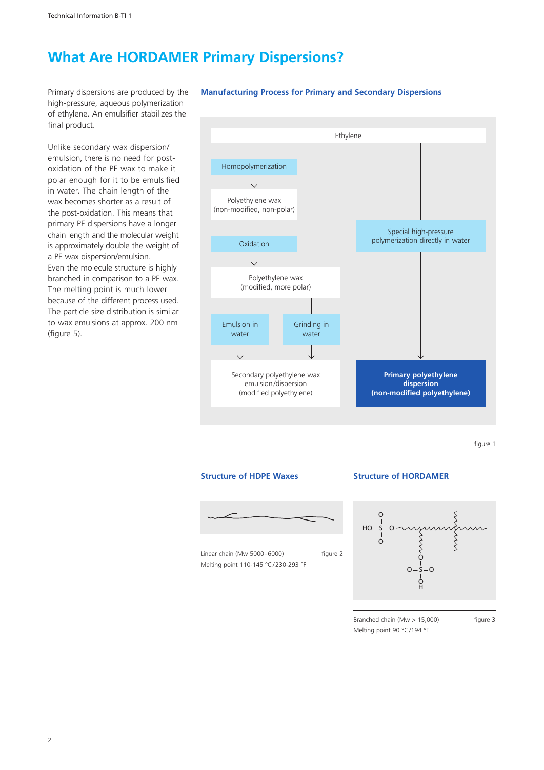# What Are HORDAMER Primary Dispersions?

Primary dispersions are produced by the high-pressure, aqueous polymerization of ethylene. An emulsifier stabilizes the final product.

Unlike secondary wax dispersion/emulsion, there is no need for post-oxidation of the PE wax to make it polar enough for it to be emulsified in water. The chain length of the wax becomes shorter as a result of the post-oxidation. This means that primary PE dispersions have a longer chain length and the molecular weight is approximately double the weight of a PE wax dispersion/emulsion. Even the molecule structure is highly branched in comparison to a PE wax. The melting point is much lower because of the different process used. The particle size distribution is similar to wax emulsions at approx. 200 nm (figure 5).

### Manufacturing Process for Primary and Secondary Dispersions

Ethylene

- Homopolymerization → Polyethylene wax (non-modified, non-polar) → Oxidation → Polyethylene wax (modified, more polar) → Emulsion in water / Grinding in water → Secondary polyethylene wax emulsion/dispersion (modified polyethylene)
- Special high-pressure polymerization directly in water → **Primary polyethylene dispersion (non-modified polyethylene)**

figure 1

### Structure of HDPE Waxes

Linear chain (Mw 5000 - 6000) figure 2

Melting point 110-145 °C/230-293 °F

### Structure of HORDAMER

Branched chain (Mw > 15,000) figure 3

Melting point 90 °C/194 °F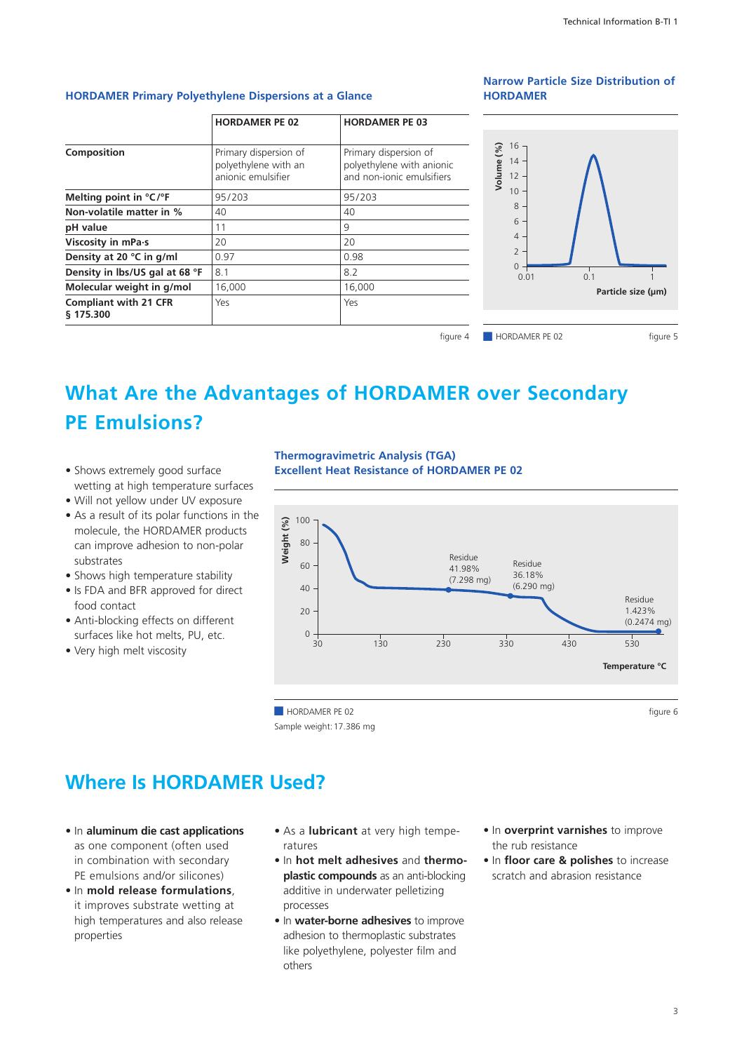### HORDAMER Primary Polyethylene Dispersions at a Glance

| | HORDAMER PE 02 | HORDAMER PE 03 |
|---|---|---|
| **Composition** | Primary dispersion of polyethylene with an anionic emulsifier | Primary dispersion of polyethylene with anionic and non-ionic emulsifiers |
| **Melting point in °C/°F** | 95/203 | 95/203 |
| **Non-volatile matter in %** | 40 | 40 |
| **pH value** | 11 | 9 |
| **Viscosity in mPa·s** | 20 | 20 |
| **Density at 20 °C in g/ml** | 0.97 | 0.98 |
| **Density in lbs/US gal at 68 °F** | 8.1 | 8.2 |
| **Molecular weight in g/mol** | 16,000 | 16,000 |
| **Compliant with 21 CFR § 175.300** | Yes | Yes |

figure 4

### Narrow Particle Size Distribution of HORDAMER

HORDAMER PE 02

figure 5

## What Are the Advantages of HORDAMER over Secondary PE Emulsions?

- Shows extremely good surface wetting at high temperature surfaces
- Will not yellow under UV exposure
- As a result of its polar functions in the molecule, the HORDAMER products can improve adhesion to non-polar substrates
- Shows high temperature stability
- Is FDA and BFR approved for direct food contact
- Anti-blocking effects on different surfaces like hot melts, PU, etc.
- Very high melt viscosity

### Thermogravimetric Analysis (TGA) Excellent Heat Resistance of HORDAMER PE 02

HORDAMER PE 02

Sample weight: 17.386 mg

figure 6

## Where Is HORDAMER Used?

- In **aluminum die cast applications** as one component (often used in combination with secondary PE emulsions and/or silicones)
- In **mold release formulations**, it improves substrate wetting at high temperatures and also release properties
- As a **lubricant** at very high temperatures
- In **hot melt adhesives** and **thermoplastic compounds** as an anti-blocking additive in underwater pelletizing processes
- In **water-borne adhesives** to improve adhesion to thermoplastic substrates like polyethylene, polyester film and others
- In **overprint varnishes** to improve the rub resistance
- In **floor care & polishes** to increase scratch and abrasion resistance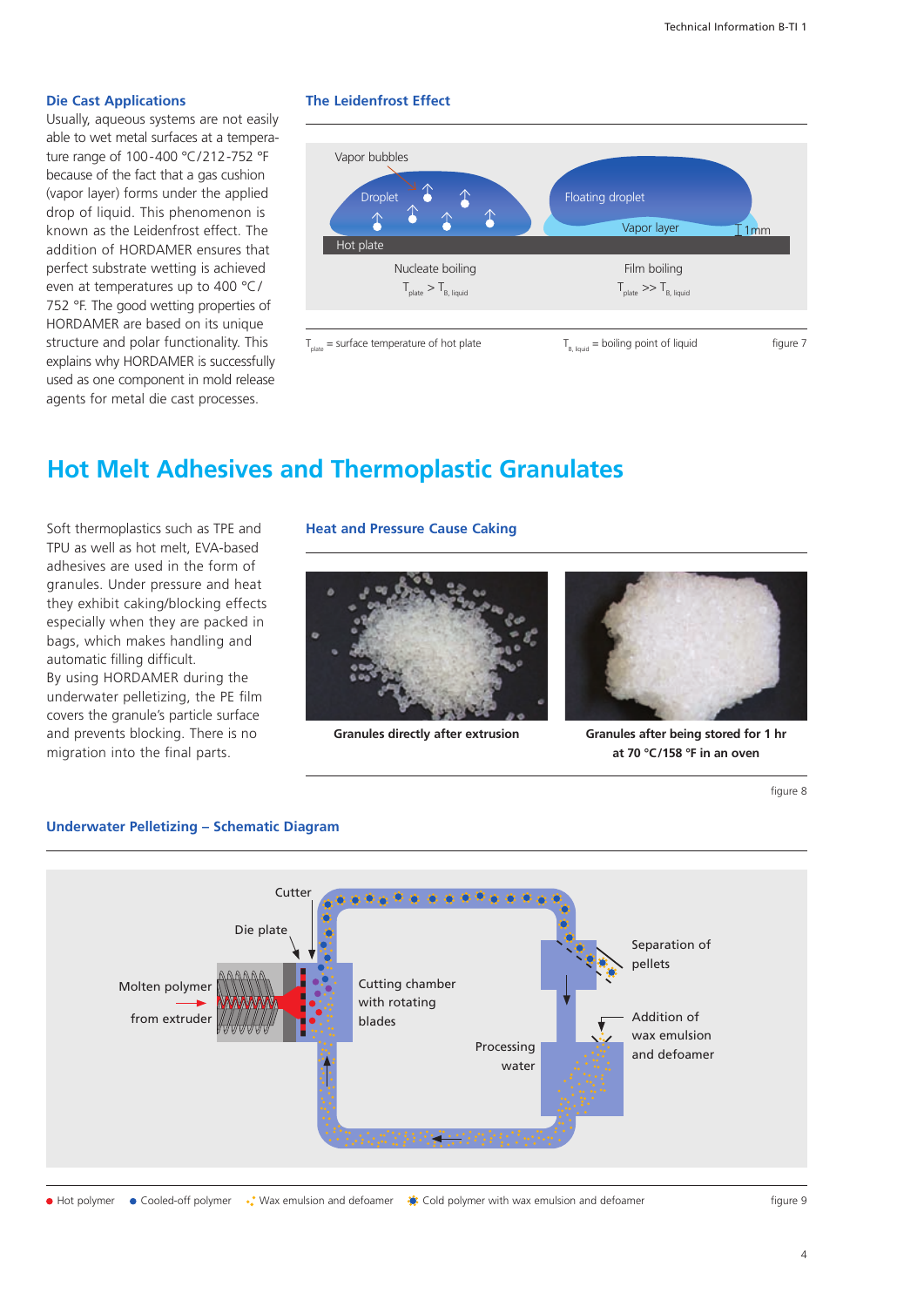### Die Cast Applications

Usually, aqueous systems are not easily able to wet metal surfaces at a temperature range of 100-400 °C/212-752 °F because of the fact that a gas cushion (vapor layer) forms under the applied drop of liquid. This phenomenon is known as the Leidenfrost effect. The addition of HORDAMER ensures that perfect substrate wetting is achieved even at temperatures up to 400 °C/752 °F. The good wetting properties of HORDAMER are based on its unique structure and polar functionality. This explains why HORDAMER is successfully used as one component in mold release agents for metal die cast processes.

### The Leidenfrost Effect

Vapor bubbles | Droplet | Floating droplet | Vapor layer | 1mm | Hot plate

Nucleate boiling: $T_{plate} > T_{B, liquid}$

Film boiling: $T_{plate} >> T_{B, liquid}$

$T_{plate}$ = surface temperature of hot plate $T_{B, liquid}$ = boiling point of liquid

figure 7

# Hot Melt Adhesives and Thermoplastic Granulates

Soft thermoplastics such as TPE and TPU as well as hot melt, EVA-based adhesives are used in the form of granules. Under pressure and heat they exhibit caking/blocking effects especially when they are packed in bags, which makes handling and automatic filling difficult.
By using HORDAMER during the underwater pelletizing, the PE film covers the granule's particle surface and prevents blocking. There is no migration into the final parts.

### Heat and Pressure Cause Caking

**Granules directly after extrusion**

**Granules after being stored for 1 hr at 70 °C/158 °F in an oven**

figure 8

### Underwater Pelletizing – Schematic Diagram

Cutter | Die plate | Molten polymer from extruder | Cutting chamber with rotating blades | Processing water | Separation of pellets | Addition of wax emulsion and defoamer

● Hot polymer ● Cooled-off polymer Wax emulsion and defoamer Cold polymer with wax emulsion and defoamer

figure 9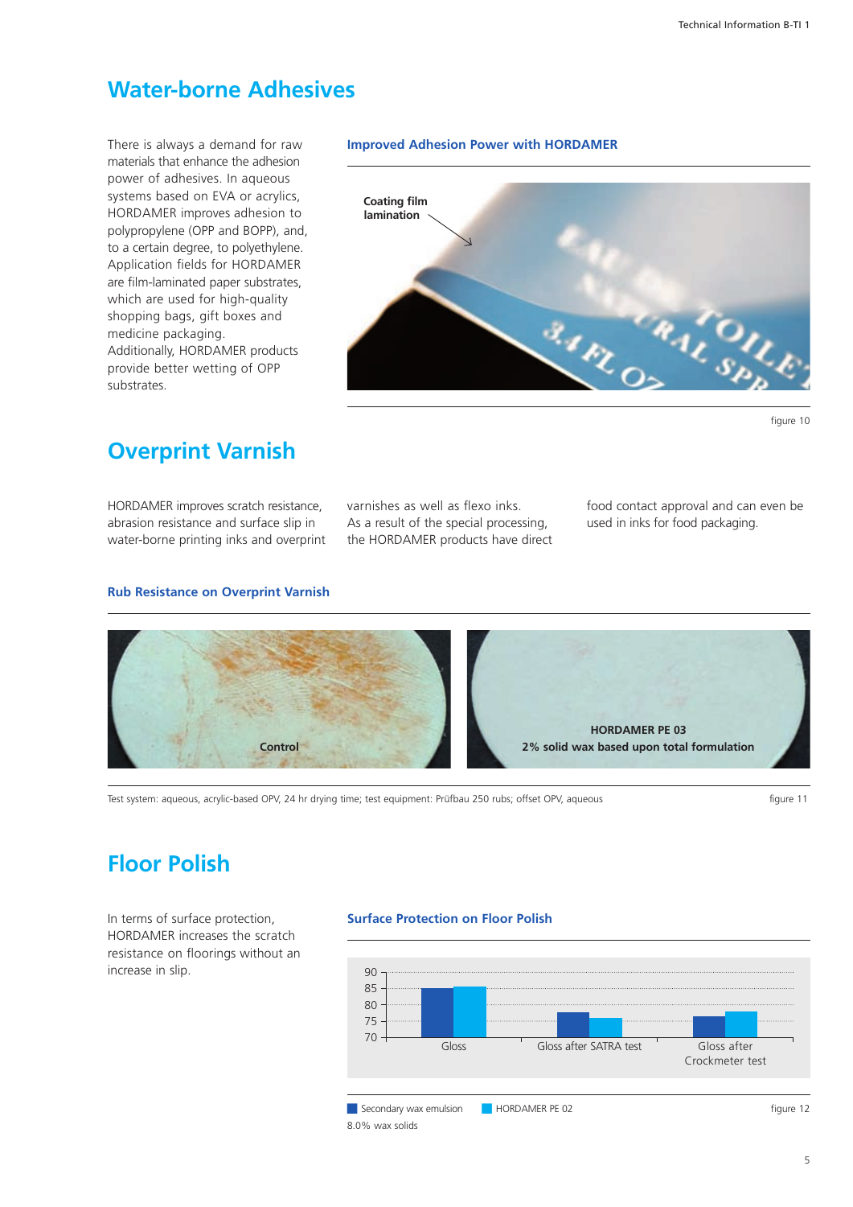# Water-borne Adhesives

There is always a demand for raw materials that enhance the adhesion power of adhesives. In aqueous systems based on EVA or acrylics, HORDAMER improves adhesion to polypropylene (OPP and BOPP), and, to a certain degree, to polyethylene. Application fields for HORDAMER are film-laminated paper substrates, which are used for high-quality shopping bags, gift boxes and medicine packaging.
Additionally, HORDAMER products provide better wetting of OPP substrates.

### Improved Adhesion Power with HORDAMER

Coating film lamination

figure 10

# Overprint Varnish

HORDAMER improves scratch resistance, abrasion resistance and surface slip in water-borne printing inks and overprint varnishes as well as flexo inks.
As a result of the special processing, the HORDAMER products have direct food contact approval and can even be used in inks for food packaging.

### Rub Resistance on Overprint Varnish

**Control**

**HORDAMER PE 03**
**2% solid wax based upon total formulation**

Test system: aqueous, acrylic-based OPV, 24 hr drying time; test equipment: Prüfbau 250 rubs; offset OPV, aqueous

figure 11

# Floor Polish

In terms of surface protection, HORDAMER increases the scratch resistance on floorings without an increase in slip.

### Surface Protection on Floor Polish

Y-axis: 70–90

| | Secondary wax emulsion | HORDAMER PE 02 |
|---|---|---|
| Gloss | ~85 | ~86 |
| Gloss after SATRA test | ~78 | ~76 |
| Gloss after Crockmeter test | ~77 | ~78 |

Secondary wax emulsion · HORDAMER PE 02

8.0% wax solids

figure 12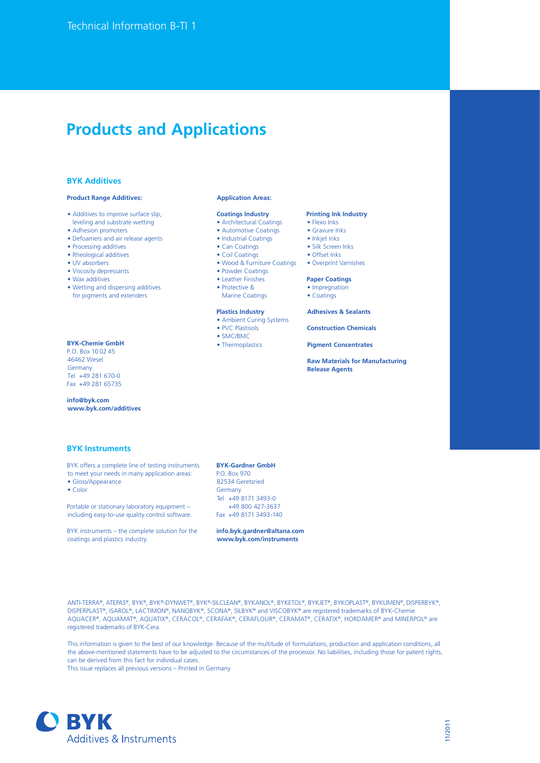Technical Information B-TI 1

# Products and Applications

## BYK Additives

**Product Range Additives:**

- Additives to improve surface slip, leveling and substrate wetting
- Adhesion promoters
- Defoamers and air release agents
- Processing additives
- Rheological additives
- UV absorbers
- Viscosity depressants
- Wax additives
- Wetting and dispersing additives for pigments and extenders

**Application Areas:**

**Coatings Industry**
- Architectural Coatings
- Automotive Coatings
- Industrial Coatings
- Can Coatings
- Coil Coatings
- Wood & Furniture Coatings
- Powder Coatings
- Leather Finishes
- Protective & Marine Coatings

**Plastics Industry**
- Ambient Curing Systems
- PVC Plastisols
- SMC/BMC
- Thermoplastics

**Printing Ink Industry**
- Flexo Inks
- Gravure Inks
- Inkjet Inks
- Silk Screen Inks
- Offset Inks
- Overprint Varnishes

**Paper Coatings**
- Impregnation
- Coatings

**Adhesives & Sealants**

**Construction Chemicals**

**Pigment Concentrates**

**Raw Materials for Manufacturing Release Agents**

**BYK-Chemie GmbH**
P.O. Box 10 02 45
46462 Wesel
Germany
Tel +49 281 670-0
Fax +49 281 65735

**info@byk.com**
**www.byk.com/additives**

## BYK Instruments

BYK offers a complete line of testing instruments to meet your needs in many application areas:
- Gloss/Appearance
- Color

Portable or stationary laboratory equipment – including easy-to-use quality control software.

BYK instruments – the complete solution for the coatings and plastics industry.

**BYK-Gardner GmbH**
P.O. Box 970
82534 Geretsried
Germany
Tel +49 8171 3493-0
+49 800 427-3637
Fax +49 8171 3493-140

**info.byk.gardner@altana.com**
**www.byk.com/instruments**

ANTI-TERRA®, ATEPAS®, BYK®, BYK®-DYNWET®, BYK®-SILCLEAN®, BYKANOL®, BYKETOL®, BYKJET®, BYKOPLAST®, BYKUMEN®, DISPERBYK®, DISPERPLAST®, ISAROL®, LACTIMON®, NANOBYK®, SCONA®, SILBYK® and VISCOBYK® are registered trademarks of BYK-Chemie.
AQUACER®, AQUAMAT®, AQUATIX®, CERACOL®, CERAFAK®, CERAFLOUR®, CERAMAT®, CERATIX®, HORDAMER® and MINERPOL® are registered trademarks of BYK-Cera.

This information is given to the best of our knowledge. Because of the multitude of formulations, production and application conditions, all the above-mentioned statements have to be adjusted to the circumstances of the processor. No liabilities, including those for patent rights, can be derived from this fact for individual cases.
This issue replaces all previous versions – Printed in Germany

BYK
Additives & Instruments

11/2011